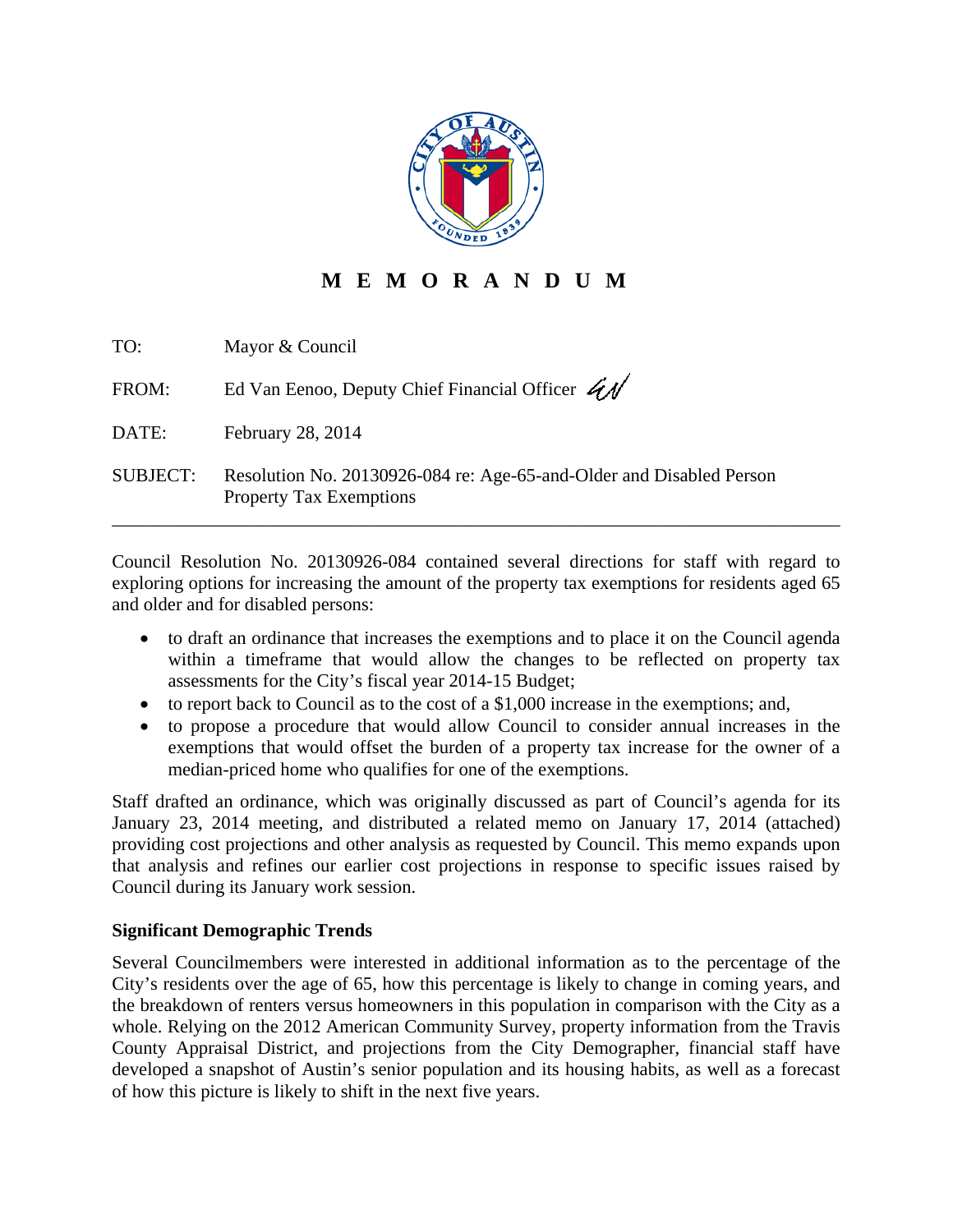# MEMORANDUM

TO: Mayor & Council

FROM: Ed Van Eenoo, Deputy Chief Financial Officer

DATE: February 28, 2014

SUBJECT: Resolution No. 20130926-084 re: Age-65-and-Older and Disabled Person Property Tax Exemptions

---

Council Resolution No. 20130926-084 contained several directions for staff with regard to exploring options for increasing the amount of the property tax exemptions for residents aged 65 and older and for disabled persons:

- to draft an ordinance that increases the exemptions and to place it on the Council agenda within a timeframe that would allow the changes to be reflected on property tax assessments for the City's fiscal year 2014-15 Budget;
- to report back to Council as to the cost of a $1,000 increase in the exemptions; and,
- to propose a procedure that would allow Council to consider annual increases in the exemptions that would offset the burden of a property tax increase for the owner of a median-priced home who qualifies for one of the exemptions.

Staff drafted an ordinance, which was originally discussed as part of Council's agenda for its January 23, 2014 meeting, and distributed a related memo on January 17, 2014 (attached) providing cost projections and other analysis as requested by Council. This memo expands upon that analysis and refines our earlier cost projections in response to specific issues raised by Council during its January work session.

## Significant Demographic Trends

Several Councilmembers were interested in additional information as to the percentage of the City's residents over the age of 65, how this percentage is likely to change in coming years, and the breakdown of renters versus homeowners in this population in comparison with the City as a whole. Relying on the 2012 American Community Survey, property information from the Travis County Appraisal District, and projections from the City Demographer, financial staff have developed a snapshot of Austin's senior population and its housing habits, as well as a forecast of how this picture is likely to shift in the next five years.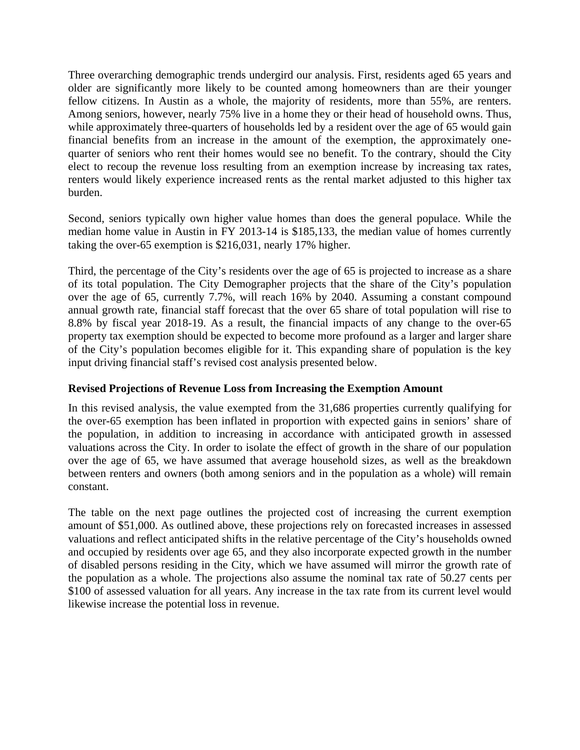Three overarching demographic trends undergird our analysis. First, residents aged 65 years and older are significantly more likely to be counted among homeowners than are their younger fellow citizens. In Austin as a whole, the majority of residents, more than 55%, are renters. Among seniors, however, nearly 75% live in a home they or their head of household owns. Thus, while approximately three-quarters of households led by a resident over the age of 65 would gain financial benefits from an increase in the amount of the exemption, the approximately one-quarter of seniors who rent their homes would see no benefit. To the contrary, should the City elect to recoup the revenue loss resulting from an exemption increase by increasing tax rates, renters would likely experience increased rents as the rental market adjusted to this higher tax burden.

Second, seniors typically own higher value homes than does the general populace. While the median home value in Austin in FY 2013-14 is $185,133, the median value of homes currently taking the over-65 exemption is $216,031, nearly 17% higher.

Third, the percentage of the City's residents over the age of 65 is projected to increase as a share of its total population. The City Demographer projects that the share of the City's population over the age of 65, currently 7.7%, will reach 16% by 2040. Assuming a constant compound annual growth rate, financial staff forecast that the over 65 share of total population will rise to 8.8% by fiscal year 2018-19. As a result, the financial impacts of any change to the over-65 property tax exemption should be expected to become more profound as a larger and larger share of the City's population becomes eligible for it. This expanding share of population is the key input driving financial staff's revised cost analysis presented below.

**Revised Projections of Revenue Loss from Increasing the Exemption Amount**

In this revised analysis, the value exempted from the 31,686 properties currently qualifying for the over-65 exemption has been inflated in proportion with expected gains in seniors' share of the population, in addition to increasing in accordance with anticipated growth in assessed valuations across the City. In order to isolate the effect of growth in the share of our population over the age of 65, we have assumed that average household sizes, as well as the breakdown between renters and owners (both among seniors and in the population as a whole) will remain constant.

The table on the next page outlines the projected cost of increasing the current exemption amount of $51,000. As outlined above, these projections rely on forecasted increases in assessed valuations and reflect anticipated shifts in the relative percentage of the City's households owned and occupied by residents over age 65, and they also incorporate expected growth in the number of disabled persons residing in the City, which we have assumed will mirror the growth rate of the population as a whole. The projections also assume the nominal tax rate of 50.27 cents per $100 of assessed valuation for all years. Any increase in the tax rate from its current level would likewise increase the potential loss in revenue.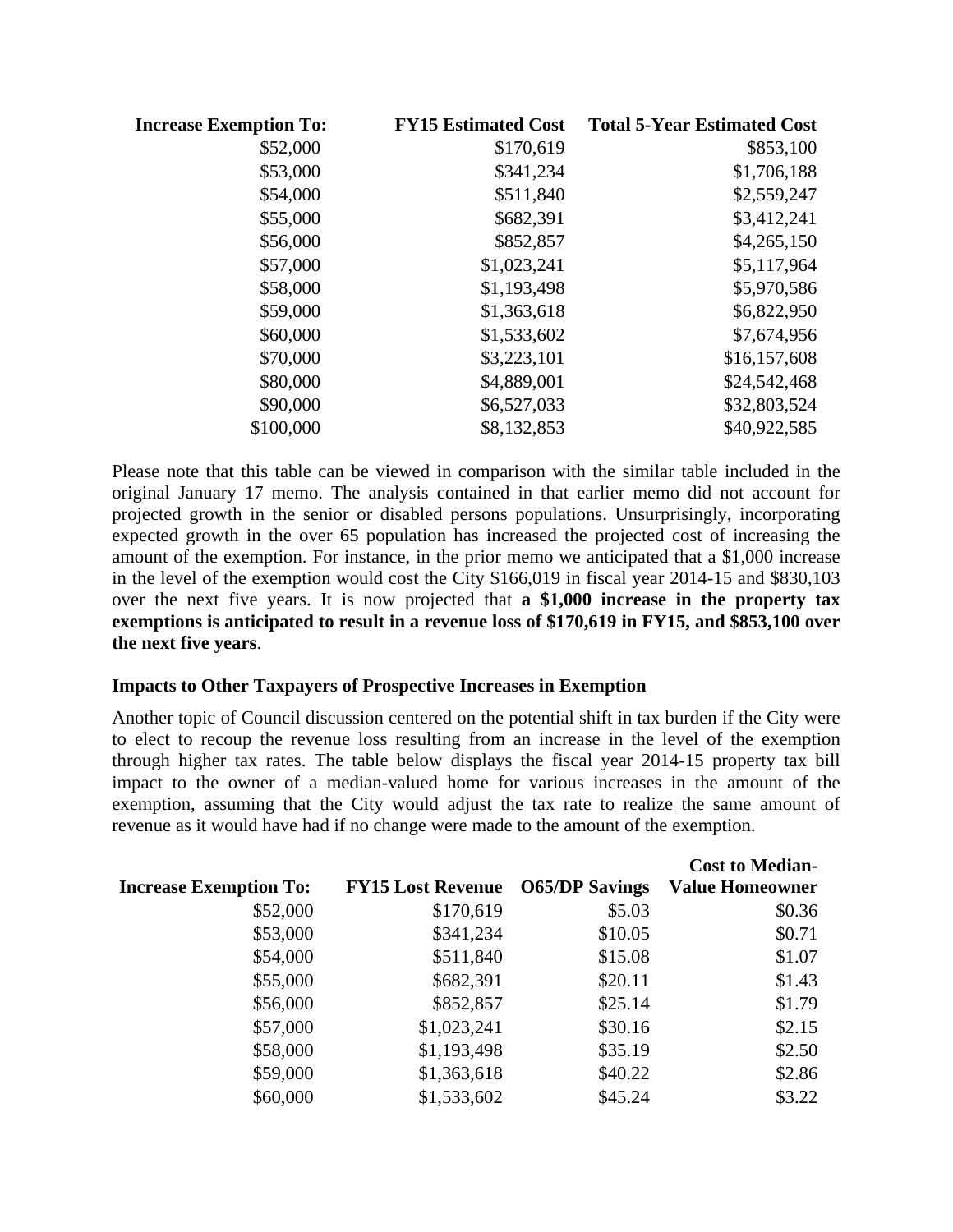| Increase Exemption To: | FY15 Estimated Cost | Total 5-Year Estimated Cost |
|---|---|---|
| $52,000 | $170,619 | $853,100 |
| $53,000 | $341,234 | $1,706,188 |
| $54,000 | $511,840 | $2,559,247 |
| $55,000 | $682,391 | $3,412,241 |
| $56,000 | $852,857 | $4,265,150 |
| $57,000 | $1,023,241 | $5,117,964 |
| $58,000 | $1,193,498 | $5,970,586 |
| $59,000 | $1,363,618 | $6,822,950 |
| $60,000 | $1,533,602 | $7,674,956 |
| $70,000 | $3,223,101 | $16,157,608 |
| $80,000 | $4,889,001 | $24,542,468 |
| $90,000 | $6,527,033 | $32,803,524 |
| $100,000 | $8,132,853 | $40,922,585 |

Please note that this table can be viewed in comparison with the similar table included in the original January 17 memo. The analysis contained in that earlier memo did not account for projected growth in the senior or disabled persons populations. Unsurprisingly, incorporating expected growth in the over 65 population has increased the projected cost of increasing the amount of the exemption. For instance, in the prior memo we anticipated that a $1,000 increase in the level of the exemption would cost the City $166,019 in fiscal year 2014-15 and $830,103 over the next five years. It is now projected that **a $1,000 increase in the property tax exemptions is anticipated to result in a revenue loss of $170,619 in FY15, and $853,100 over the next five years**.

**Impacts to Other Taxpayers of Prospective Increases in Exemption**

Another topic of Council discussion centered on the potential shift in tax burden if the City were to elect to recoup the revenue loss resulting from an increase in the level of the exemption through higher tax rates. The table below displays the fiscal year 2014-15 property tax bill impact to the owner of a median-valued home for various increases in the amount of the exemption, assuming that the City would adjust the tax rate to realize the same amount of revenue as it would have had if no change were made to the amount of the exemption.

| Increase Exemption To: | FY15 Lost Revenue | O65/DP Savings | Cost to Median-Value Homeowner |
|---|---|---|---|
| $52,000 | $170,619 | $5.03 | $0.36 |
| $53,000 | $341,234 | $10.05 | $0.71 |
| $54,000 | $511,840 | $15.08 | $1.07 |
| $55,000 | $682,391 | $20.11 | $1.43 |
| $56,000 | $852,857 | $25.14 | $1.79 |
| $57,000 | $1,023,241 | $30.16 | $2.15 |
| $58,000 | $1,193,498 | $35.19 | $2.50 |
| $59,000 | $1,363,618 | $40.22 | $2.86 |
| $60,000 | $1,533,602 | $45.24 | $3.22 |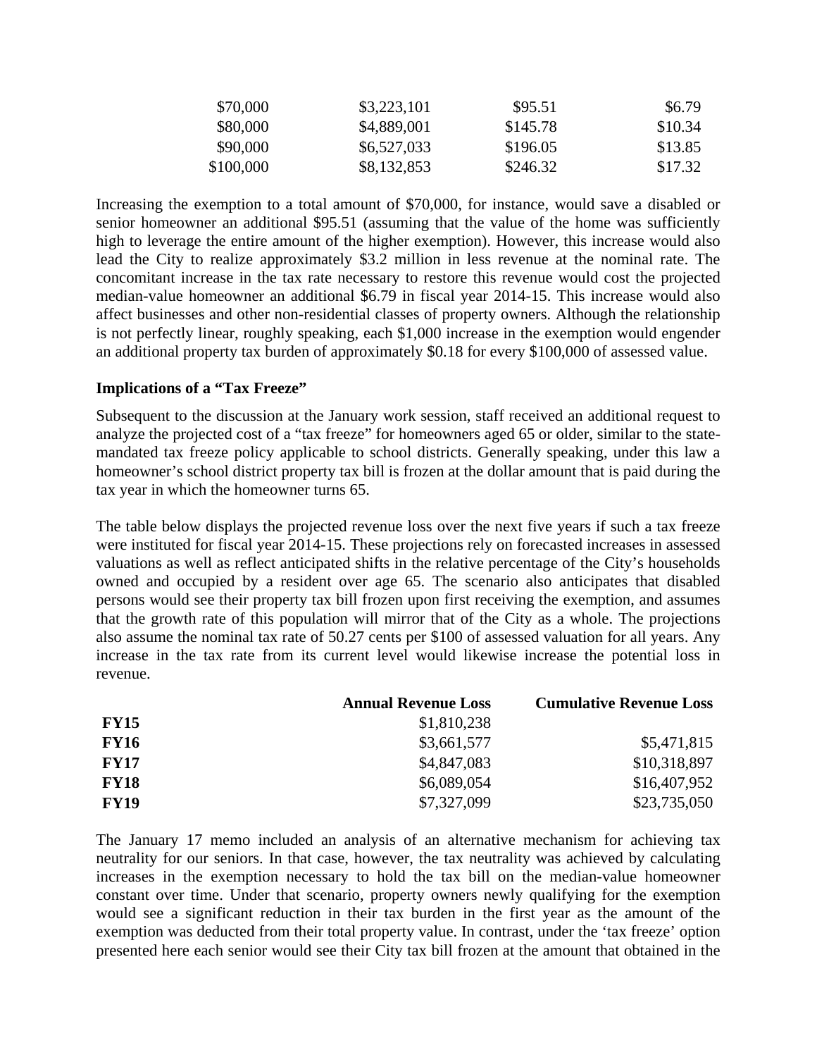| | | | |
|---|---|---|---|
| \$70,000 | \$3,223,101 | \$95.51 | \$6.79 |
| \$80,000 | \$4,889,001 | \$145.78 | \$10.34 |
| \$90,000 | \$6,527,033 | \$196.05 | \$13.85 |
| \$100,000 | \$8,132,853 | \$246.32 | \$17.32 |

Increasing the exemption to a total amount of $70,000, for instance, would save a disabled or senior homeowner an additional $95.51 (assuming that the value of the home was sufficiently high to leverage the entire amount of the higher exemption). However, this increase would also lead the City to realize approximately $3.2 million in less revenue at the nominal rate. The concomitant increase in the tax rate necessary to restore this revenue would cost the projected median-value homeowner an additional $6.79 in fiscal year 2014-15. This increase would also affect businesses and other non-residential classes of property owners. Although the relationship is not perfectly linear, roughly speaking, each $1,000 increase in the exemption would engender an additional property tax burden of approximately $0.18 for every $100,000 of assessed value.

**Implications of a "Tax Freeze"**

Subsequent to the discussion at the January work session, staff received an additional request to analyze the projected cost of a "tax freeze" for homeowners aged 65 or older, similar to the state-mandated tax freeze policy applicable to school districts. Generally speaking, under this law a homeowner's school district property tax bill is frozen at the dollar amount that is paid during the tax year in which the homeowner turns 65.

The table below displays the projected revenue loss over the next five years if such a tax freeze were instituted for fiscal year 2014-15. These projections rely on forecasted increases in assessed valuations as well as reflect anticipated shifts in the relative percentage of the City's households owned and occupied by a resident over age 65. The scenario also anticipates that disabled persons would see their property tax bill frozen upon first receiving the exemption, and assumes that the growth rate of this population will mirror that of the City as a whole. The projections also assume the nominal tax rate of 50.27 cents per $100 of assessed valuation for all years. Any increase in the tax rate from its current level would likewise increase the potential loss in revenue.

| | **Annual Revenue Loss** | **Cumulative Revenue Loss** |
|---|---|---|
| **FY15** | \$1,810,238 | |
| **FY16** | \$3,661,577 | \$5,471,815 |
| **FY17** | \$4,847,083 | \$10,318,897 |
| **FY18** | \$6,089,054 | \$16,407,952 |
| **FY19** | \$7,327,099 | \$23,735,050 |

The January 17 memo included an analysis of an alternative mechanism for achieving tax neutrality for our seniors. In that case, however, the tax neutrality was achieved by calculating increases in the exemption necessary to hold the tax bill on the median-value homeowner constant over time. Under that scenario, property owners newly qualifying for the exemption would see a significant reduction in their tax burden in the first year as the amount of the exemption was deducted from their total property value. In contrast, under the 'tax freeze' option presented here each senior would see their City tax bill frozen at the amount that obtained in the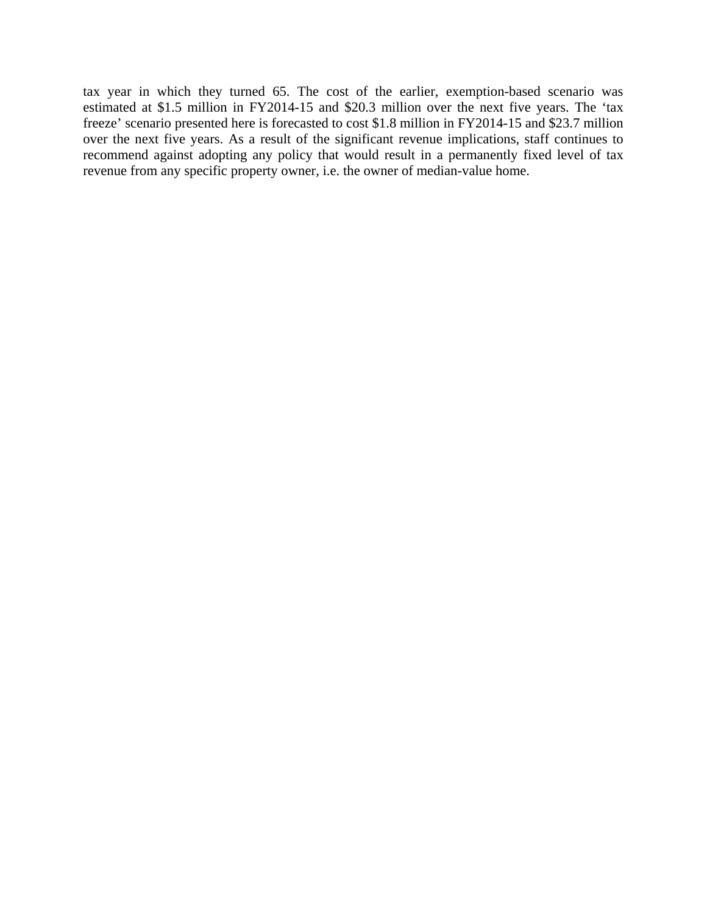tax year in which they turned 65. The cost of the earlier, exemption-based scenario was estimated at $1.5 million in FY2014-15 and $20.3 million over the next five years. The ‘tax freeze’ scenario presented here is forecasted to cost $1.8 million in FY2014-15 and $23.7 million over the next five years. As a result of the significant revenue implications, staff continues to recommend against adopting any policy that would result in a permanently fixed level of tax revenue from any specific property owner, i.e. the owner of median-value home.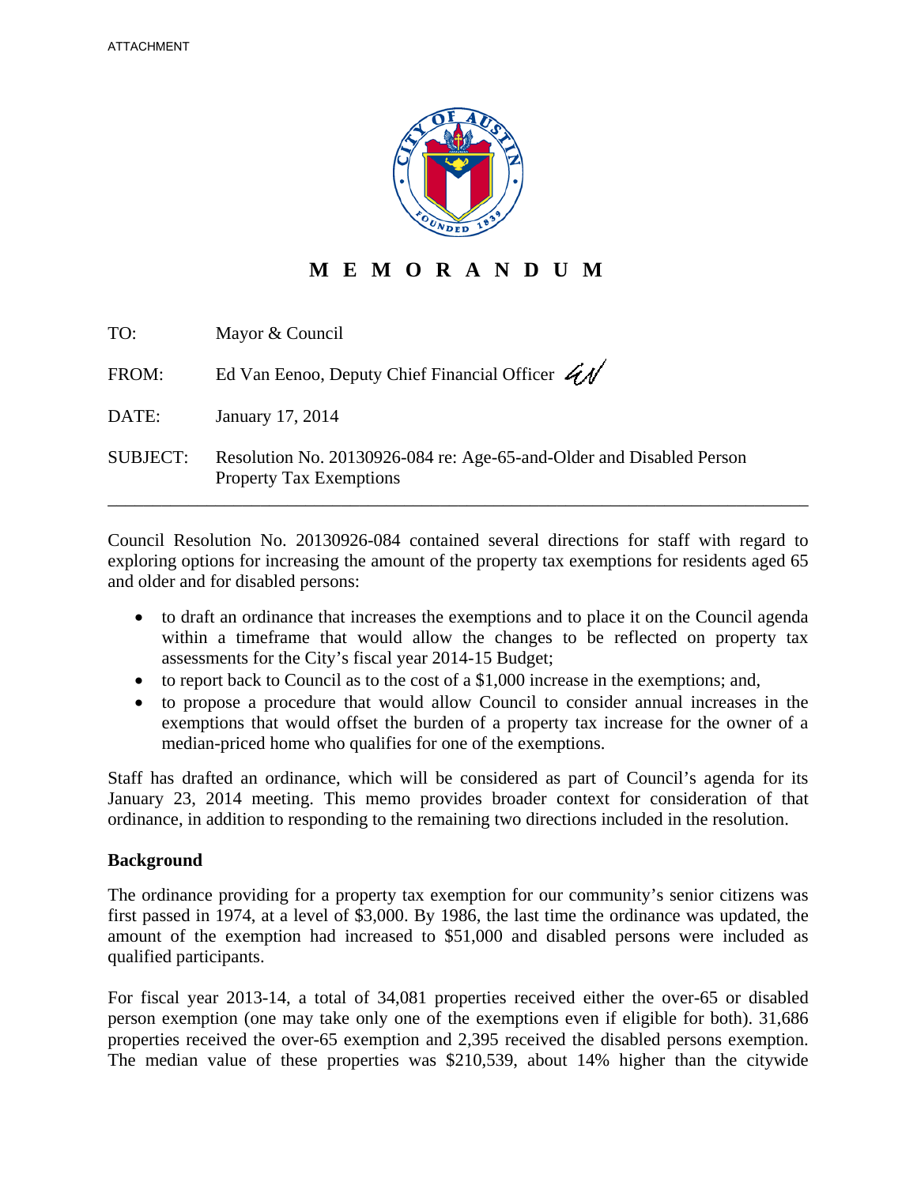ATTACHMENT

# M E M O R A N D U M

TO: Mayor & Council

FROM: Ed Van Eenoo, Deputy Chief Financial Officer

DATE: January 17, 2014

SUBJECT: Resolution No. 20130926-084 re: Age-65-and-Older and Disabled Person Property Tax Exemptions

---

Council Resolution No. 20130926-084 contained several directions for staff with regard to exploring options for increasing the amount of the property tax exemptions for residents aged 65 and older and for disabled persons:

- to draft an ordinance that increases the exemptions and to place it on the Council agenda within a timeframe that would allow the changes to be reflected on property tax assessments for the City's fiscal year 2014-15 Budget;
- to report back to Council as to the cost of a $1,000 increase in the exemptions; and,
- to propose a procedure that would allow Council to consider annual increases in the exemptions that would offset the burden of a property tax increase for the owner of a median-priced home who qualifies for one of the exemptions.

Staff has drafted an ordinance, which will be considered as part of Council's agenda for its January 23, 2014 meeting. This memo provides broader context for consideration of that ordinance, in addition to responding to the remaining two directions included in the resolution.

**Background**

The ordinance providing for a property tax exemption for our community's senior citizens was first passed in 1974, at a level of $3,000. By 1986, the last time the ordinance was updated, the amount of the exemption had increased to $51,000 and disabled persons were included as qualified participants.

For fiscal year 2013-14, a total of 34,081 properties received either the over-65 or disabled person exemption (one may take only one of the exemptions even if eligible for both). 31,686 properties received the over-65 exemption and 2,395 received the disabled persons exemption. The median value of these properties was $210,539, about 14% higher than the citywide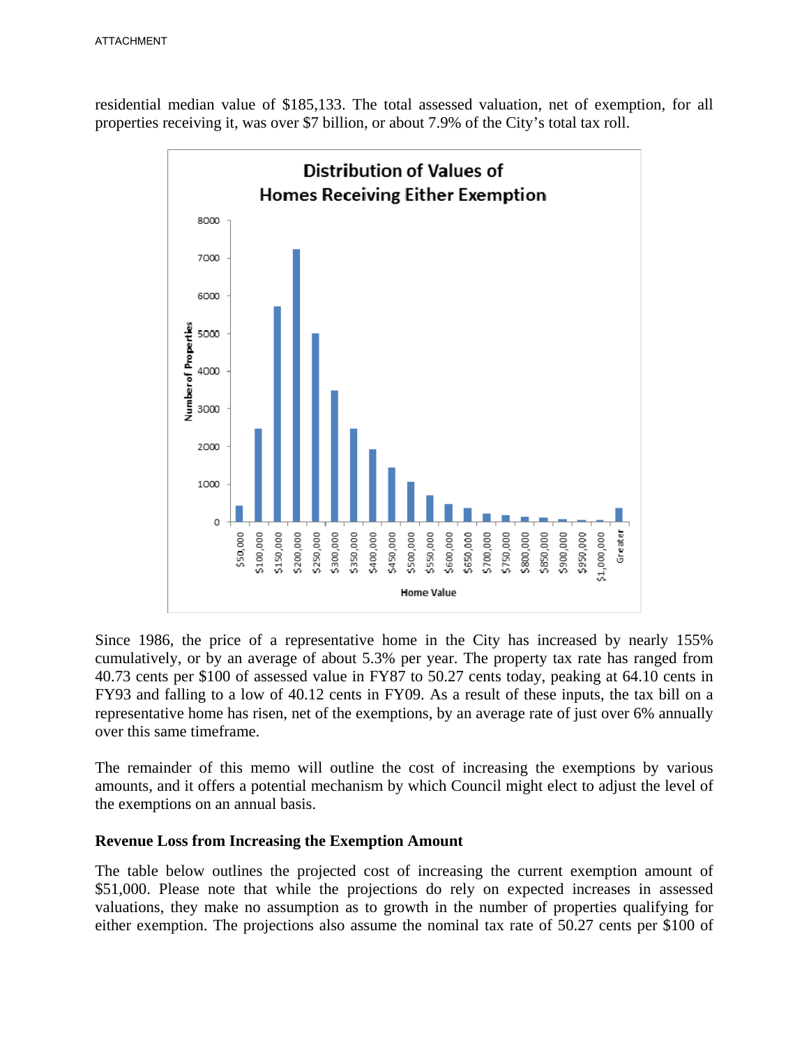residential median value of $185,133. The total assessed valuation, net of exemption, for all properties receiving it, was over $7 billion, or about 7.9% of the City's total tax roll.

Since 1986, the price of a representative home in the City has increased by nearly 155% cumulatively, or by an average of about 5.3% per year. The property tax rate has ranged from 40.73 cents per $100 of assessed value in FY87 to 50.27 cents today, peaking at 64.10 cents in FY93 and falling to a low of 40.12 cents in FY09. As a result of these inputs, the tax bill on a representative home has risen, net of the exemptions, by an average rate of just over 6% annually over this same timeframe.

The remainder of this memo will outline the cost of increasing the exemptions by various amounts, and it offers a potential mechanism by which Council might elect to adjust the level of the exemptions on an annual basis.

**Revenue Loss from Increasing the Exemption Amount**

The table below outlines the projected cost of increasing the current exemption amount of $51,000. Please note that while the projections do rely on expected increases in assessed valuations, they make no assumption as to growth in the number of properties qualifying for either exemption. The projections also assume the nominal tax rate of 50.27 cents per $100 of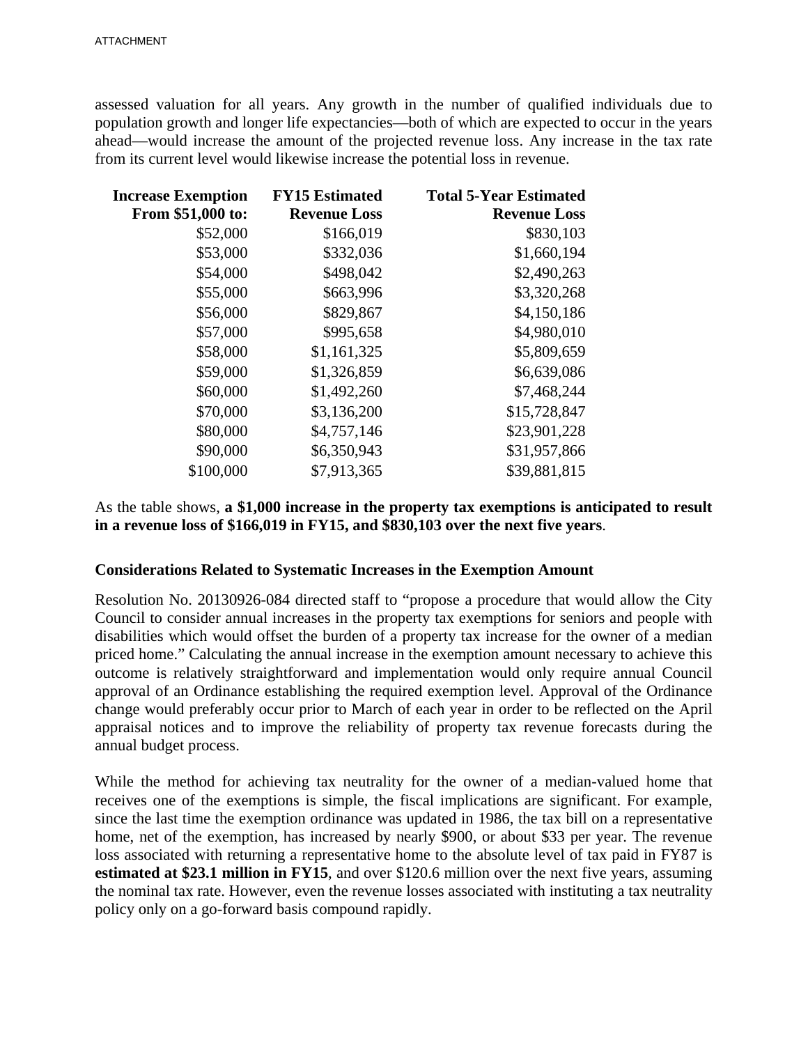assessed valuation for all years. Any growth in the number of qualified individuals due to population growth and longer life expectancies—both of which are expected to occur in the years ahead—would increase the amount of the projected revenue loss. Any increase in the tax rate from its current level would likewise increase the potential loss in revenue.

| Increase Exemption From $51,000 to: | FY15 Estimated Revenue Loss | Total 5-Year Estimated Revenue Loss |
|---:|---:|---:|
| $52,000 | $166,019 | $830,103 |
| $53,000 | $332,036 | $1,660,194 |
| $54,000 | $498,042 | $2,490,263 |
| $55,000 | $663,996 | $3,320,268 |
| $56,000 | $829,867 | $4,150,186 |
| $57,000 | $995,658 | $4,980,010 |
| $58,000 | $1,161,325 | $5,809,659 |
| $59,000 | $1,326,859 | $6,639,086 |
| $60,000 | $1,492,260 | $7,468,244 |
| $70,000 | $3,136,200 | $15,728,847 |
| $80,000 | $4,757,146 | $23,901,228 |
| $90,000 | $6,350,943 | $31,957,866 |
| $100,000 | $7,913,365 | $39,881,815 |

As the table shows, **a $1,000 increase in the property tax exemptions is anticipated to result in a revenue loss of $166,019 in FY15, and $830,103 over the next five years**.

**Considerations Related to Systematic Increases in the Exemption Amount**

Resolution No. 20130926-084 directed staff to "propose a procedure that would allow the City Council to consider annual increases in the property tax exemptions for seniors and people with disabilities which would offset the burden of a property tax increase for the owner of a median priced home." Calculating the annual increase in the exemption amount necessary to achieve this outcome is relatively straightforward and implementation would only require annual Council approval of an Ordinance establishing the required exemption level. Approval of the Ordinance change would preferably occur prior to March of each year in order to be reflected on the April appraisal notices and to improve the reliability of property tax revenue forecasts during the annual budget process.

While the method for achieving tax neutrality for the owner of a median-valued home that receives one of the exemptions is simple, the fiscal implications are significant. For example, since the last time the exemption ordinance was updated in 1986, the tax bill on a representative home, net of the exemption, has increased by nearly $900, or about $33 per year. The revenue loss associated with returning a representative home to the absolute level of tax paid in FY87 is **estimated at $23.1 million in FY15**, and over $120.6 million over the next five years, assuming the nominal tax rate. However, even the revenue losses associated with instituting a tax neutrality policy only on a go-forward basis compound rapidly.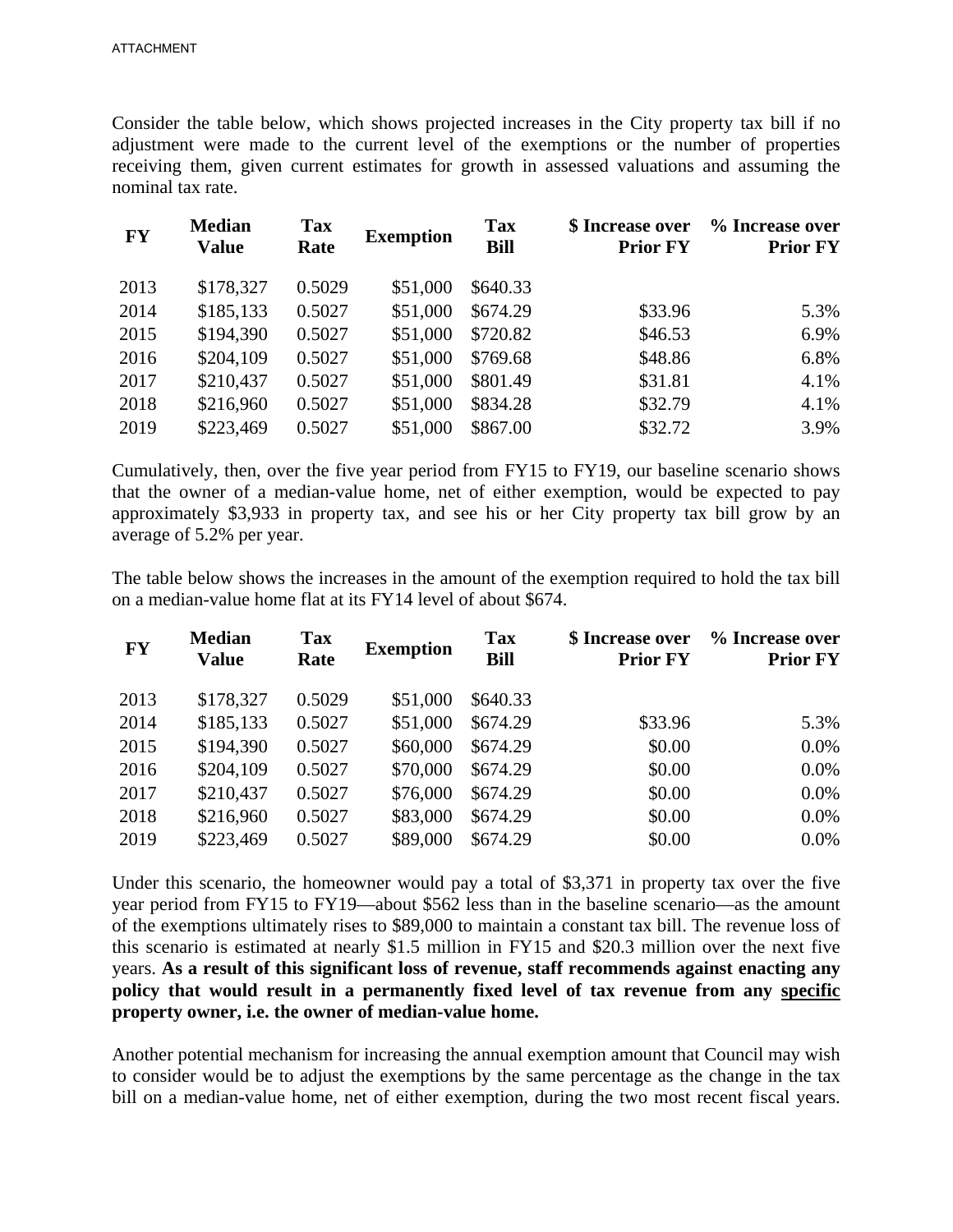ATTACHMENT

Consider the table below, which shows projected increases in the City property tax bill if no adjustment were made to the current level of the exemptions or the number of properties receiving them, given current estimates for growth in assessed valuations and assuming the nominal tax rate.

| FY | Median Value | Tax Rate | Exemption | Tax Bill | $ Increase over Prior FY | % Increase over Prior FY |
|---|---|---|---|---|---|---|
| 2013 | $178,327 | 0.5029 | $51,000 | $640.33 | | |
| 2014 | $185,133 | 0.5027 | $51,000 | $674.29 | $33.96 | 5.3% |
| 2015 | $194,390 | 0.5027 | $51,000 | $720.82 | $46.53 | 6.9% |
| 2016 | $204,109 | 0.5027 | $51,000 | $769.68 | $48.86 | 6.8% |
| 2017 | $210,437 | 0.5027 | $51,000 | $801.49 | $31.81 | 4.1% |
| 2018 | $216,960 | 0.5027 | $51,000 | $834.28 | $32.79 | 4.1% |
| 2019 | $223,469 | 0.5027 | $51,000 | $867.00 | $32.72 | 3.9% |

Cumulatively, then, over the five year period from FY15 to FY19, our baseline scenario shows that the owner of a median-value home, net of either exemption, would be expected to pay approximately $3,933 in property tax, and see his or her City property tax bill grow by an average of 5.2% per year.

The table below shows the increases in the amount of the exemption required to hold the tax bill on a median-value home flat at its FY14 level of about $674.

| FY | Median Value | Tax Rate | Exemption | Tax Bill | $ Increase over Prior FY | % Increase over Prior FY |
|---|---|---|---|---|---|---|
| 2013 | $178,327 | 0.5029 | $51,000 | $640.33 | | |
| 2014 | $185,133 | 0.5027 | $51,000 | $674.29 | $33.96 | 5.3% |
| 2015 | $194,390 | 0.5027 | $60,000 | $674.29 | $0.00 | 0.0% |
| 2016 | $204,109 | 0.5027 | $70,000 | $674.29 | $0.00 | 0.0% |
| 2017 | $210,437 | 0.5027 | $76,000 | $674.29 | $0.00 | 0.0% |
| 2018 | $216,960 | 0.5027 | $83,000 | $674.29 | $0.00 | 0.0% |
| 2019 | $223,469 | 0.5027 | $89,000 | $674.29 | $0.00 | 0.0% |

Under this scenario, the homeowner would pay a total of $3,371 in property tax over the five year period from FY15 to FY19—about $562 less than in the baseline scenario—as the amount of the exemptions ultimately rises to $89,000 to maintain a constant tax bill. The revenue loss of this scenario is estimated at nearly $1.5 million in FY15 and $20.3 million over the next five years. **As a result of this significant loss of revenue, staff recommends against enacting any policy that would result in a permanently fixed level of tax revenue from any <u>specific</u> property owner, i.e. the owner of median-value home.**

Another potential mechanism for increasing the annual exemption amount that Council may wish to consider would be to adjust the exemptions by the same percentage as the change in the tax bill on a median-value home, net of either exemption, during the two most recent fiscal years.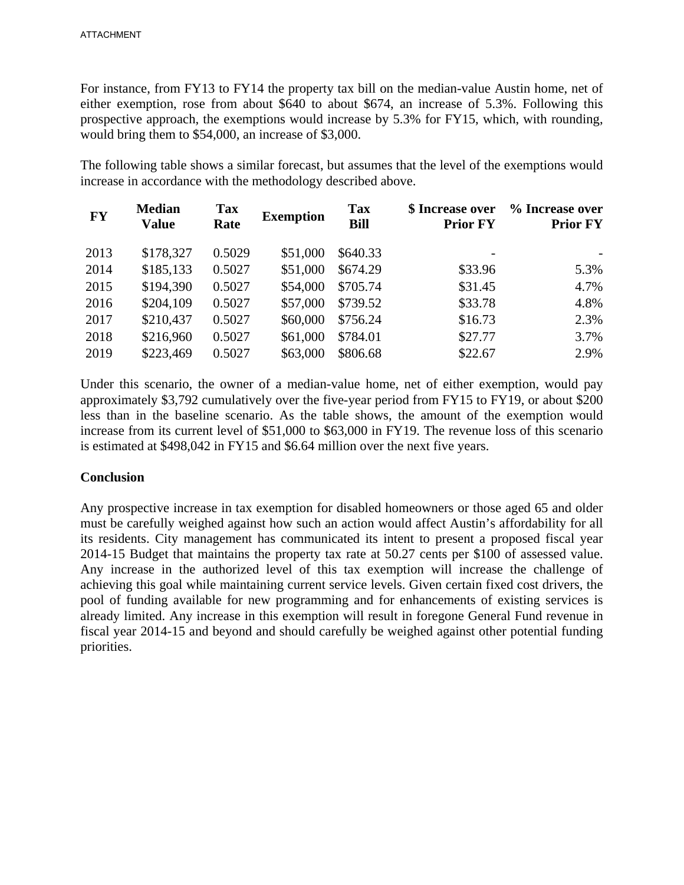For instance, from FY13 to FY14 the property tax bill on the median-value Austin home, net of either exemption, rose from about $640 to about $674, an increase of 5.3%. Following this prospective approach, the exemptions would increase by 5.3% for FY15, which, with rounding, would bring them to $54,000, an increase of $3,000.

The following table shows a similar forecast, but assumes that the level of the exemptions would increase in accordance with the methodology described above.

| FY | Median Value | Tax Rate | Exemption | Tax Bill | $ Increase over Prior FY | % Increase over Prior FY |
|---|---|---|---|---|---|---|
| 2013 | $178,327 | 0.5029 | $51,000 | $640.33 | - | - |
| 2014 | $185,133 | 0.5027 | $51,000 | $674.29 | $33.96 | 5.3% |
| 2015 | $194,390 | 0.5027 | $54,000 | $705.74 | $31.45 | 4.7% |
| 2016 | $204,109 | 0.5027 | $57,000 | $739.52 | $33.78 | 4.8% |
| 2017 | $210,437 | 0.5027 | $60,000 | $756.24 | $16.73 | 2.3% |
| 2018 | $216,960 | 0.5027 | $61,000 | $784.01 | $27.77 | 3.7% |
| 2019 | $223,469 | 0.5027 | $63,000 | $806.68 | $22.67 | 2.9% |

Under this scenario, the owner of a median-value home, net of either exemption, would pay approximately $3,792 cumulatively over the five-year period from FY15 to FY19, or about $200 less than in the baseline scenario. As the table shows, the amount of the exemption would increase from its current level of $51,000 to $63,000 in FY19. The revenue loss of this scenario is estimated at $498,042 in FY15 and $6.64 million over the next five years.

**Conclusion**

Any prospective increase in tax exemption for disabled homeowners or those aged 65 and older must be carefully weighed against how such an action would affect Austin's affordability for all its residents. City management has communicated its intent to present a proposed fiscal year 2014-15 Budget that maintains the property tax rate at 50.27 cents per $100 of assessed value. Any increase in the authorized level of this tax exemption will increase the challenge of achieving this goal while maintaining current service levels. Given certain fixed cost drivers, the pool of funding available for new programming and for enhancements of existing services is already limited. Any increase in this exemption will result in foregone General Fund revenue in fiscal year 2014-15 and beyond and should carefully be weighed against other potential funding priorities.